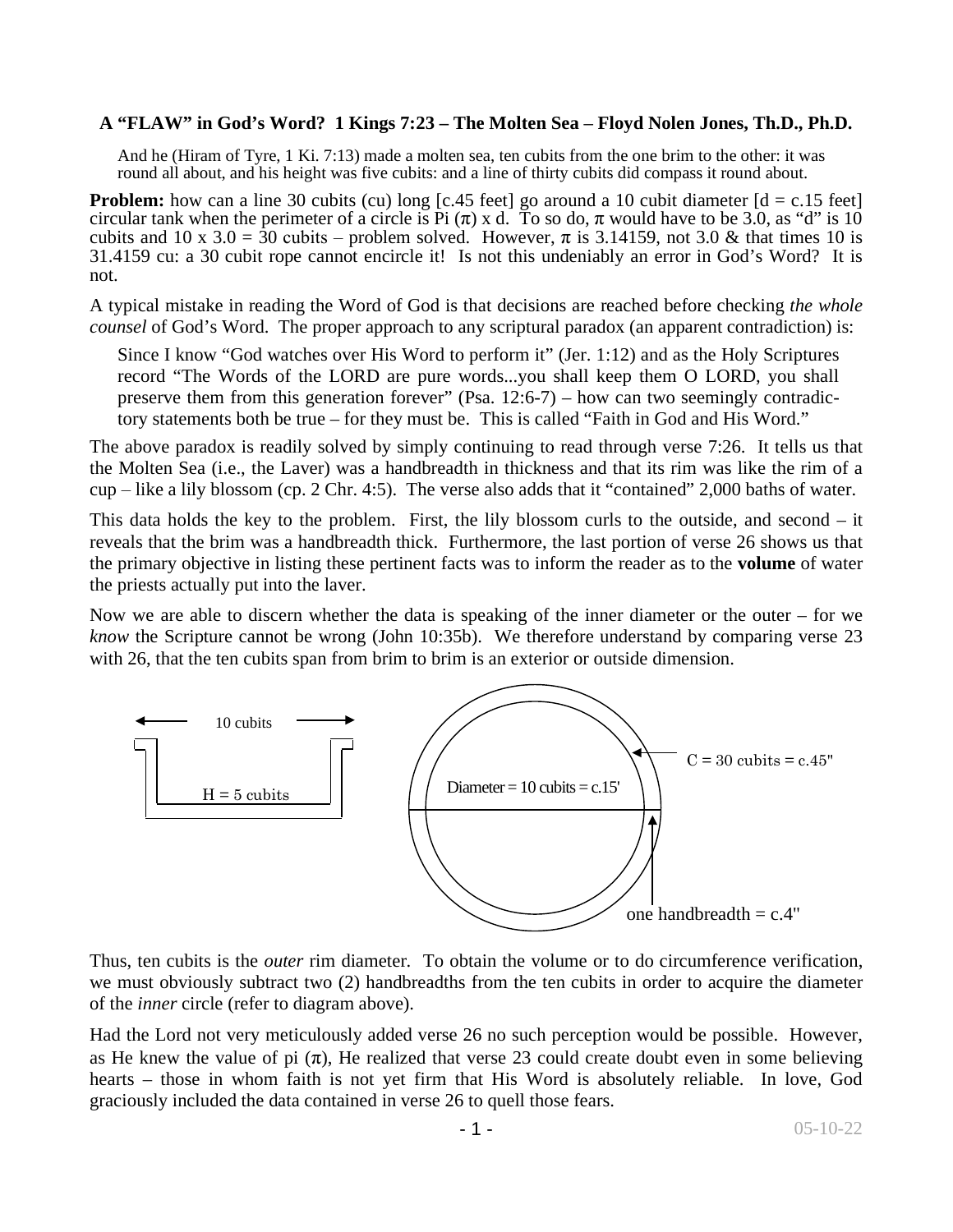**A "FLAW" in God's Word? 1 Kings 7:23 – The Molten Sea – Floyd Nolen Jones, Th.D., Ph.D.**

> And he (Hiram of Tyre, 1 Ki. 7:13) made a molten sea, ten cubits from the one brim to the other: it was round all about, and his height was five cubits: and a line of thirty cubits did compass it round about.

**Problem:** how can a line 30 cubits (cu) long [c.45 feet] go around a 10 cubit diameter [d = c.15 feet] circular tank when the perimeter of a circle is Pi ($\pi$) x d. To so do, $\pi$ would have to be 3.0, as "d" is 10 cubits and 10 x 3.0 = 30 cubits – problem solved. However, $\pi$ is 3.14159, not 3.0 & that times 10 is 31.4159 cu: a 30 cubit rope cannot encircle it! Is not this undeniably an error in God's Word? It is not.

A typical mistake in reading the Word of God is that decisions are reached before checking *the whole counsel* of God's Word. The proper approach to any scriptural paradox (an apparent contradiction) is:

> Since I know "God watches over His Word to perform it" (Jer. 1:12) and as the Holy Scriptures record "The Words of the LORD are pure words...you shall keep them O LORD, you shall preserve them from this generation forever" (Psa. 12:6-7) – how can two seemingly contradictory statements both be true – for they must be. This is called "Faith in God and His Word."

The above paradox is readily solved by simply continuing to read through verse 7:26. It tells us that the Molten Sea (i.e., the Laver) was a handbreadth in thickness and that its rim was like the rim of a cup – like a lily blossom (cp. 2 Chr. 4:5). The verse also adds that it "contained" 2,000 baths of water.

This data holds the key to the problem. First, the lily blossom curls to the outside, and second – it reveals that the brim was a handbreadth thick. Furthermore, the last portion of verse 26 shows us that the primary objective in listing these pertinent facts was to inform the reader as to the **volume** of water the priests actually put into the laver.

Now we are able to discern whether the data is speaking of the inner diameter or the outer – for we *know* the Scripture cannot be wrong (John 10:35b). We therefore understand by comparing verse 23 with 26, that the ten cubits span from brim to brim is an exterior or outside dimension.

10 cubits

H = 5 cubits

Diameter = 10 cubits = c.15'

C = 30 cubits = c.45"

one handbreadth = c.4"

Thus, ten cubits is the *outer* rim diameter. To obtain the volume or to do circumference verification, we must obviously subtract two (2) handbreadths from the ten cubits in order to acquire the diameter of the *inner* circle (refer to diagram above).

Had the Lord not very meticulously added verse 26 no such perception would be possible. However, as He knew the value of pi ($\pi$), He realized that verse 23 could create doubt even in some believing hearts – those in whom faith is not yet firm that His Word is absolutely reliable. In love, God graciously included the data contained in verse 26 to quell those fears.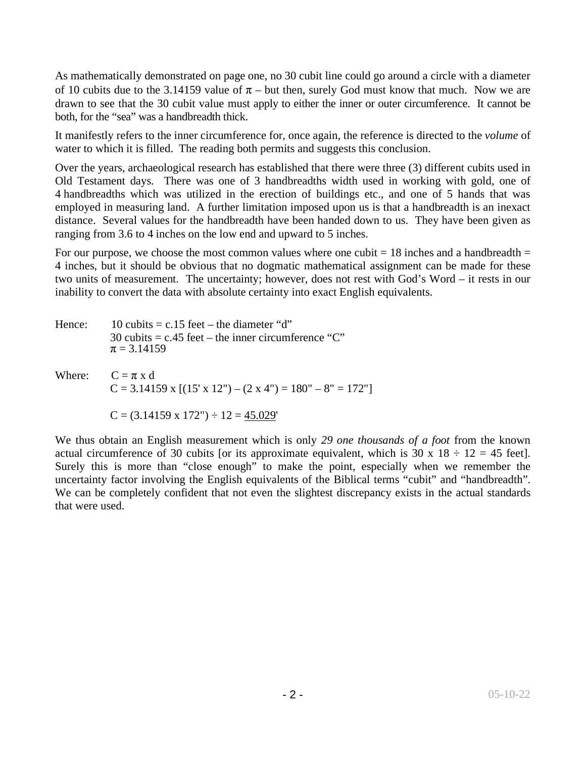As mathematically demonstrated on page one, no 30 cubit line could go around a circle with a diameter of 10 cubits due to the 3.14159 value of $\pi$ – but then, surely God must know that much. Now we are drawn to see that the 30 cubit value must apply to either the inner or outer circumference. It cannot be both, for the "sea" was a handbreadth thick.

It manifestly refers to the inner circumference for, once again, the reference is directed to the *volume* of water to which it is filled. The reading both permits and suggests this conclusion.

Over the years, archaeological research has established that there were three (3) different cubits used in Old Testament days. There was one of 3 handbreadths width used in working with gold, one of 4 handbreadths which was utilized in the erection of buildings etc., and one of 5 hands that was employed in measuring land. A further limitation imposed upon us is that a handbreadth is an inexact distance. Several values for the handbreadth have been handed down to us. They have been given as ranging from 3.6 to 4 inches on the low end and upward to 5 inches.

For our purpose, we choose the most common values where one cubit = 18 inches and a handbreadth = 4 inches, but it should be obvious that no dogmatic mathematical assignment can be made for these two units of measurement. The uncertainty; however, does not rest with God's Word – it rests in our inability to convert the data with absolute certainty into exact English equivalents.

Hence: 10 cubits = c.15 feet – the diameter "d"
30 cubits = c.45 feet – the inner circumference "C"
$\pi = 3.14159$

Where: $C = \pi \times d$

$C = 3.14159 \times [(15' \times 12") - (2 \times 4") = 180" - 8" = 172"]$

$C = (3.14159 \times 172") \div 12 = \underline{45.029}'$

We thus obtain an English measurement which is only *29 one thousands of a foot* from the known actual circumference of 30 cubits [or its approximate equivalent, which is $30 \times 18 \div 12 = 45$ feet]. Surely this is more than "close enough" to make the point, especially when we remember the uncertainty factor involving the English equivalents of the Biblical terms "cubit" and "handbreadth". We can be completely confident that not even the slightest discrepancy exists in the actual standards that were used.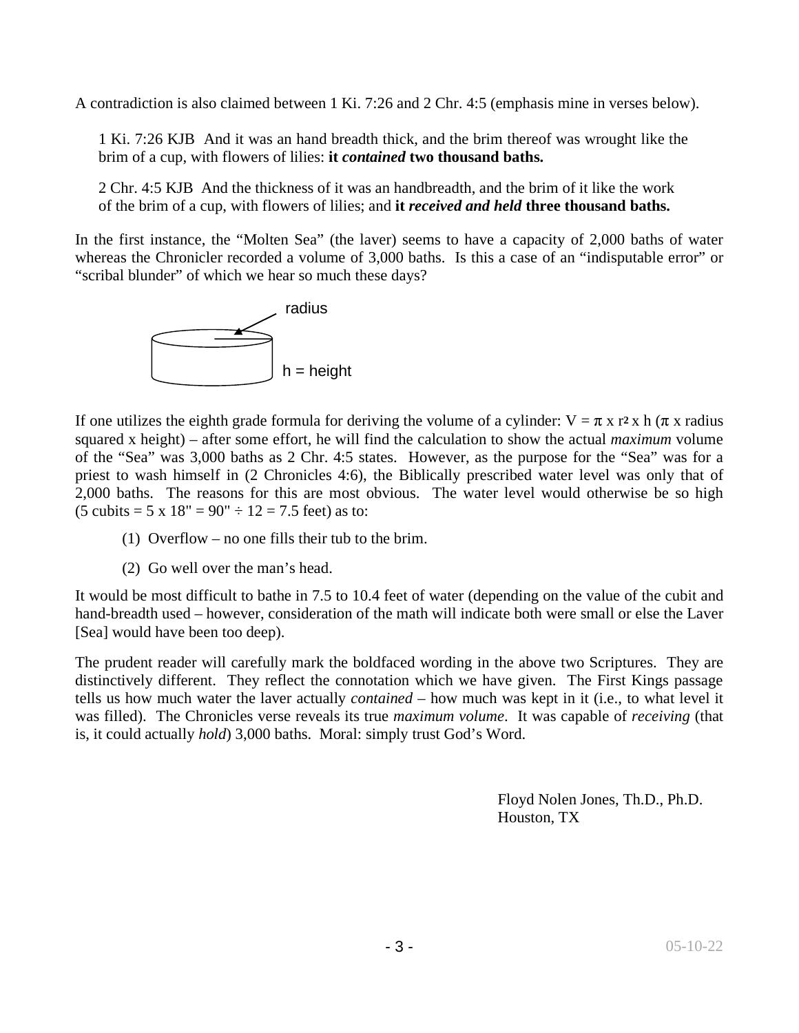A contradiction is also claimed between 1 Ki. 7:26 and 2 Chr. 4:5 (emphasis mine in verses below).

> 1 Ki. 7:26 KJB  And it was an hand breadth thick, and the brim thereof was wrought like the brim of a cup, with flowers of lilies: **it *contained* two thousand baths.**
>
> 2 Chr. 4:5 KJB  And the thickness of it was an handbreadth, and the brim of it like the work of the brim of a cup, with flowers of lilies; and **it *received and held* three thousand baths.**

In the first instance, the "Molten Sea" (the laver) seems to have a capacity of 2,000 baths of water whereas the Chronicler recorded a volume of 3,000 baths. Is this a case of an "indisputable error" or "scribal blunder" of which we hear so much these days?

radius

h = height

If one utilizes the eighth grade formula for deriving the volume of a cylinder: $V = \pi \times r^2 \times h$ ($\pi$ x radius squared x height) – after some effort, he will find the calculation to show the actual *maximum* volume of the "Sea" was 3,000 baths as 2 Chr. 4:5 states. However, as the purpose for the "Sea" was for a priest to wash himself in (2 Chronicles 4:6), the Biblically prescribed water level was only that of 2,000 baths. The reasons for this are most obvious. The water level would otherwise be so high (5 cubits = 5 x 18" = 90" ÷ 12 = 7.5 feet) as to:

(1) Overflow – no one fills their tub to the brim.

(2) Go well over the man's head.

It would be most difficult to bathe in 7.5 to 10.4 feet of water (depending on the value of the cubit and hand-breadth used – however, consideration of the math will indicate both were small or else the Laver [Sea] would have been too deep).

The prudent reader will carefully mark the boldfaced wording in the above two Scriptures. They are distinctively different. They reflect the connotation which we have given. The First Kings passage tells us how much water the laver actually *contained* – how much was kept in it (i.e., to what level it was filled). The Chronicles verse reveals its true *maximum volume*. It was capable of *receiving* (that is, it could actually *hold*) 3,000 baths. Moral: simply trust God's Word.

Floyd Nolen Jones, Th.D., Ph.D.
Houston, TX